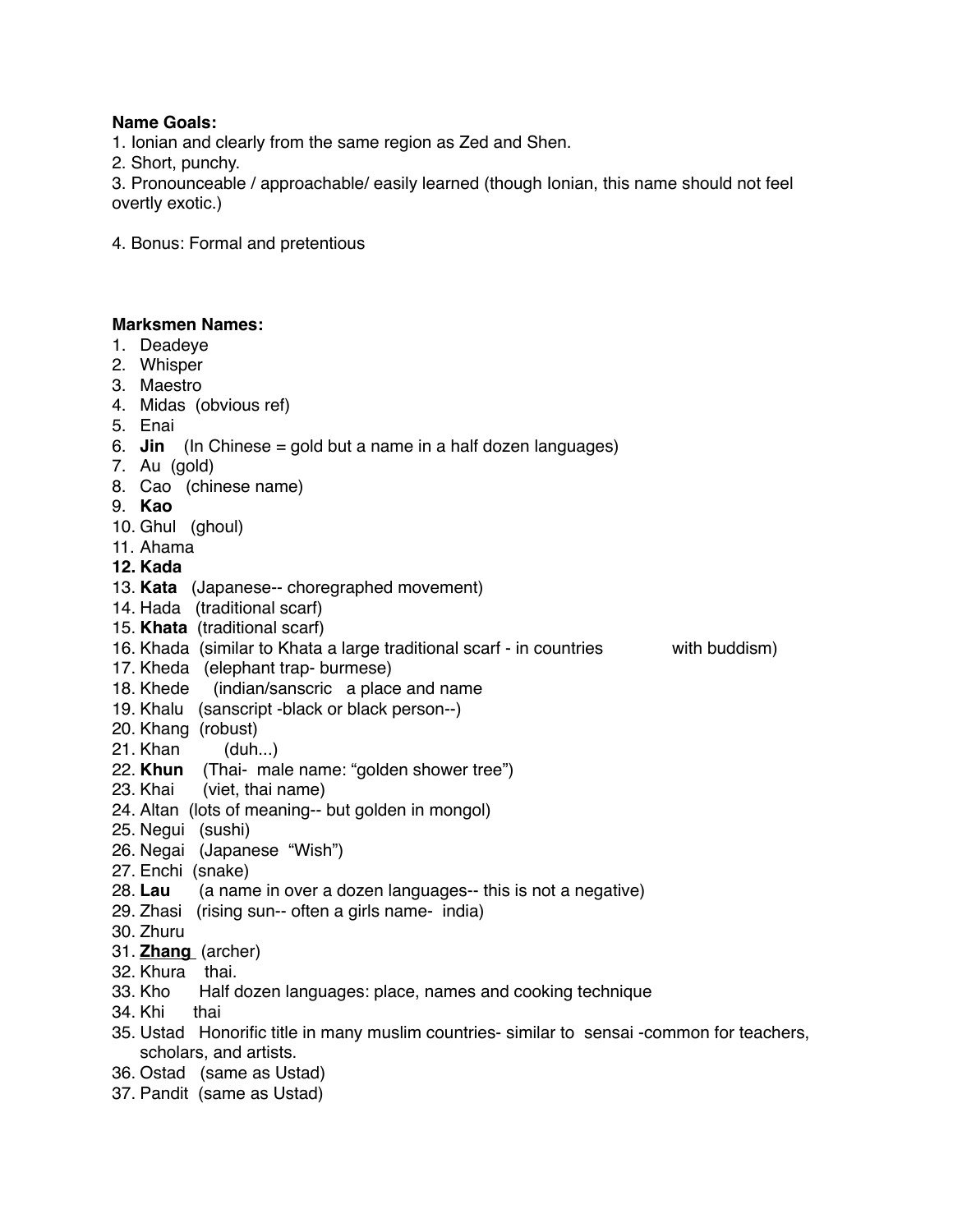**Name Goals:**

1. Ionian and clearly from the same region as Zed and Shen.
2. Short, punchy.
3. Pronounceable / approachable/ easily learned (though Ionian, this name should not feel overtly exotic.)

4. Bonus: Formal and pretentious

**Marksmen Names:**

1. Deadeye
2. Whisper
3. Maestro
4. Midas (obvious ref)
5. Enai
6. **Jin** (In Chinese = gold but a name in a half dozen languages)
7. Au (gold)
8. Cao (chinese name)
9. **Kao**
10. Ghul (ghoul)
11. Ahama
12. **Kada**
13. **Kata** (Japanese-- choregraphed movement)
14. Hada (traditional scarf)
15. **Khata** (traditional scarf)
16. Khada (similar to Khata a large traditional scarf - in countries with buddism)
17. Kheda (elephant trap- burmese)
18. Khede (indian/sanscric a place and name
19. Khalu (sanscript -black or black person--)
20. Khang (robust)
21. Khan (duh...)
22. **Khun** (Thai- male name: "golden shower tree")
23. Khai (viet, thai name)
24. Altan (lots of meaning-- but golden in mongol)
25. Negui (sushi)
26. Negai (Japanese "Wish")
27. Enchi (snake)
28. **Lau** (a name in over a dozen languages-- this is not a negative)
29. Zhasi (rising sun-- often a girls name- india)
30. Zhuru
31. <u>**Zhang**</u> (archer)
32. Khura thai.
33. Kho Half dozen languages: place, names and cooking technique
34. Khi thai
35. Ustad Honorific title in many muslim countries- similar to sensai -common for teachers, scholars, and artists.
36. Ostad (same as Ustad)
37. Pandit (same as Ustad)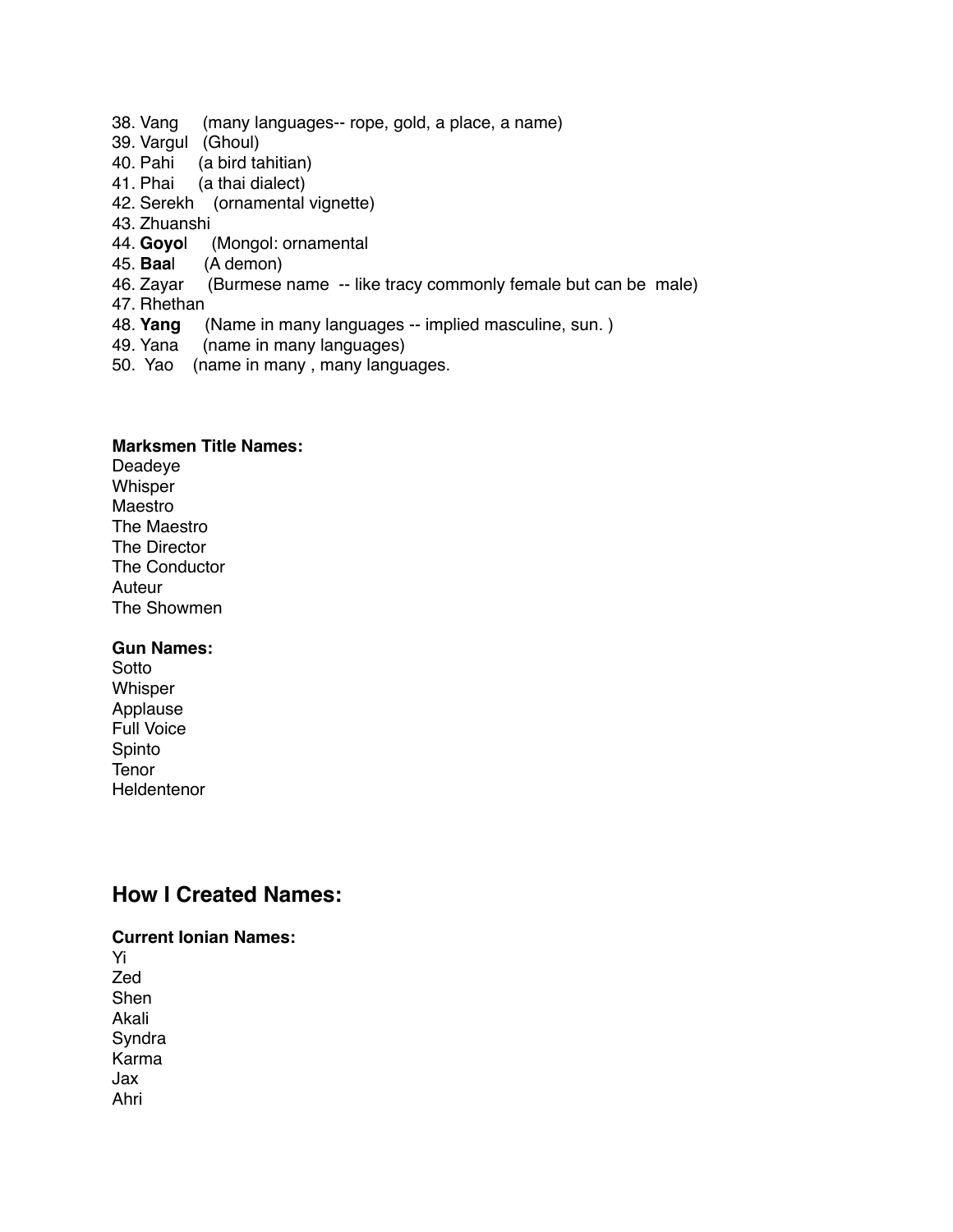38. Vang (many languages-- rope, gold, a place, a name)
39. Vargul (Ghoul)
40. Pahi (a bird tahitian)
41. Phai (a thai dialect)
42. Serekh (ornamental vignette)
43. Zhuanshi
44. **Goyo**l (Mongol: ornamental
45. **Baa**l (A demon)
46. Zayar (Burmese name -- like tracy commonly female but can be male)
47. Rhethan
48. **Yang** (Name in many languages -- implied masculine, sun. )
49. Yana (name in many languages)
50. Yao (name in many , many languages.

**Marksmen Title Names:**

Deadeye
Whisper
Maestro
The Maestro
The Director
The Conductor
Auteur
The Showmen

**Gun Names:**

Sotto
Whisper
Applause
Full Voice
Spinto
Tenor
Heldentenor

## How I Created Names:

**Current Ionian Names:**

Yi
Zed
Shen
Akali
Syndra
Karma
Jax
Ahri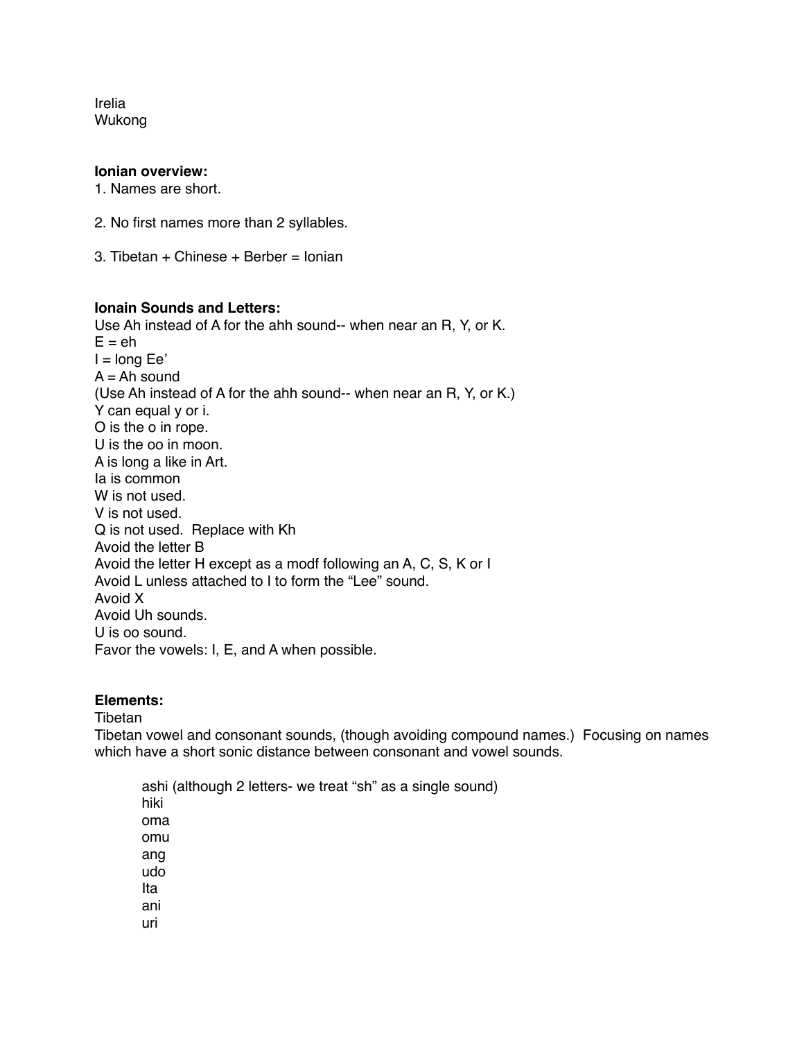Irelia
Wukong

**Ionian overview:**
1. Names are short.

2. No first names more than 2 syllables.

3. Tibetan + Chinese + Berber = Ionian

**Ionain Sounds and Letters:**
Use Ah instead of A for the ahh sound-- when near an R, Y, or K.
E = eh
I = long Ee'
A = Ah sound
(Use Ah instead of A for the ahh sound-- when near an R, Y, or K.)
Y can equal y or i.
O is the o in rope.
U is the oo in moon.
A is long a like in Art.
Ia is common
W is not used.
V is not used.
Q is not used. Replace with Kh
Avoid the letter B
Avoid the letter H except as a modf following an A, C, S, K or I
Avoid L unless attached to I to form the "Lee" sound.
Avoid X
Avoid Uh sounds.
U is oo sound.
Favor the vowels: I, E, and A when possible.

**Elements:**
Tibetan
Tibetan vowel and consonant sounds, (though avoiding compound names.) Focusing on names which have a short sonic distance between consonant and vowel sounds.

> ashi (although 2 letters- we treat "sh" as a single sound)
> hiki
> oma
> omu
> ang
> udo
> Ita
> ani
> uri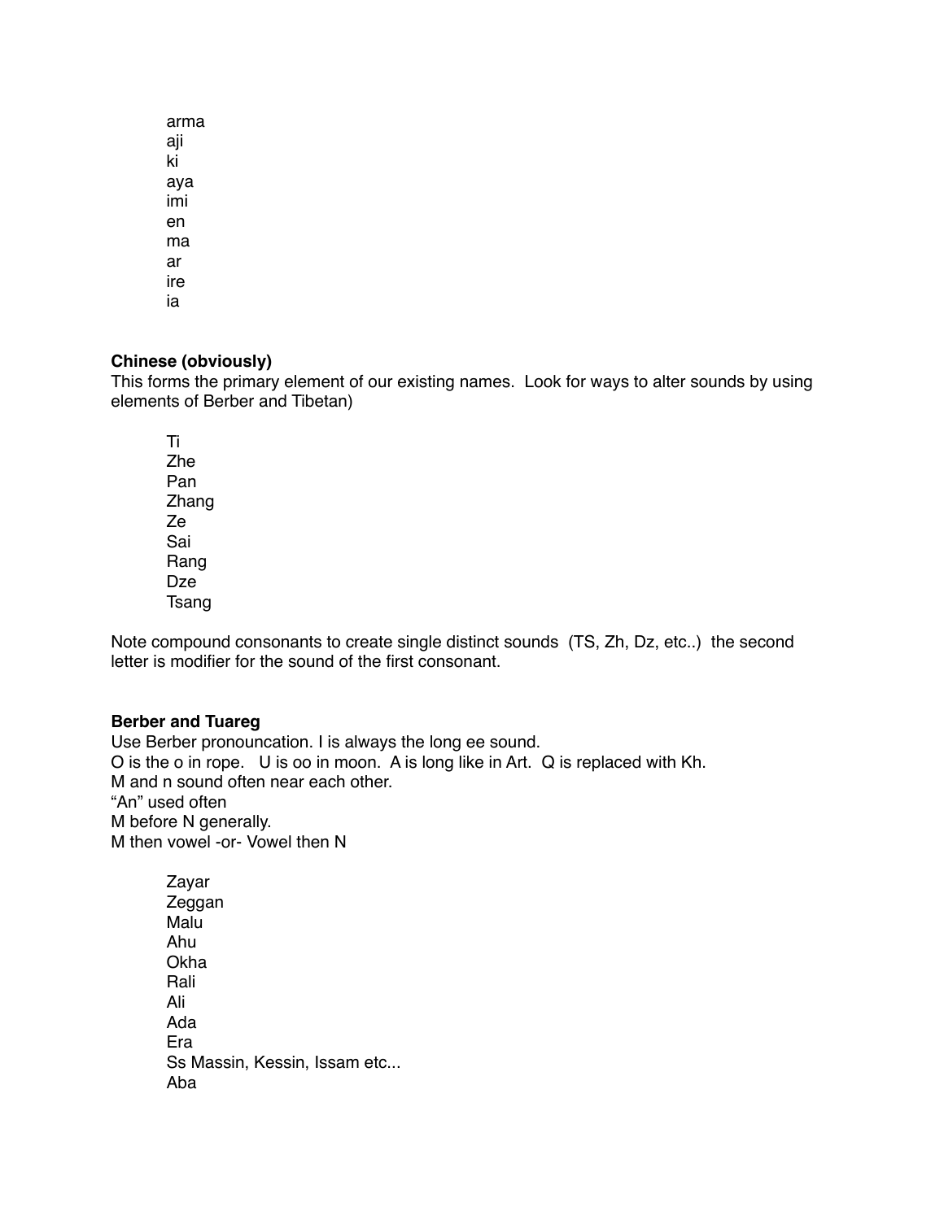arma
aji
ki
aya
imi
en
ma
ar
ire
ia

**Chinese (obviously)**
This forms the primary element of our existing names.  Look for ways to alter sounds by using elements of Berber and Tibetan)

Ti
Zhe
Pan
Zhang
Ze
Sai
Rang
Dze
Tsang

Note compound consonants to create single distinct sounds  (TS, Zh, Dz, etc..)  the second letter is modifier for the sound of the first consonant.

**Berber and Tuareg**
Use Berber pronouncation. I is always the long ee sound.
O is the o in rope.   U is oo in moon.  A is long like in Art.  Q is replaced with Kh.
M and n sound often near each other.
“An” used often
M before N generally.
M then vowel -or- Vowel then N

Zayar
Zeggan
Malu
Ahu
Okha
Rali
Ali
Ada
Era
Ss Massin, Kessin, Issam etc...
Aba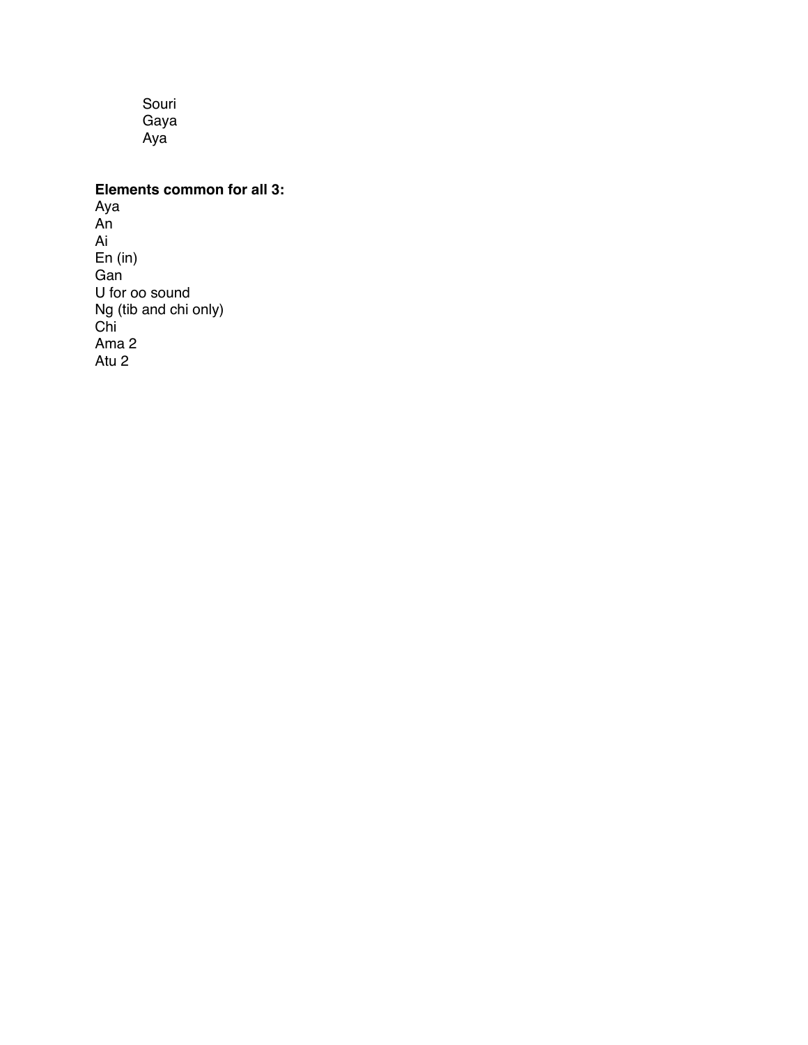Souri
Gaya
Aya

**Elements common for all 3:**
Aya
An
Ai
En (in)
Gan
U for oo sound
Ng (tib and chi only)
Chi
Ama 2
Atu 2